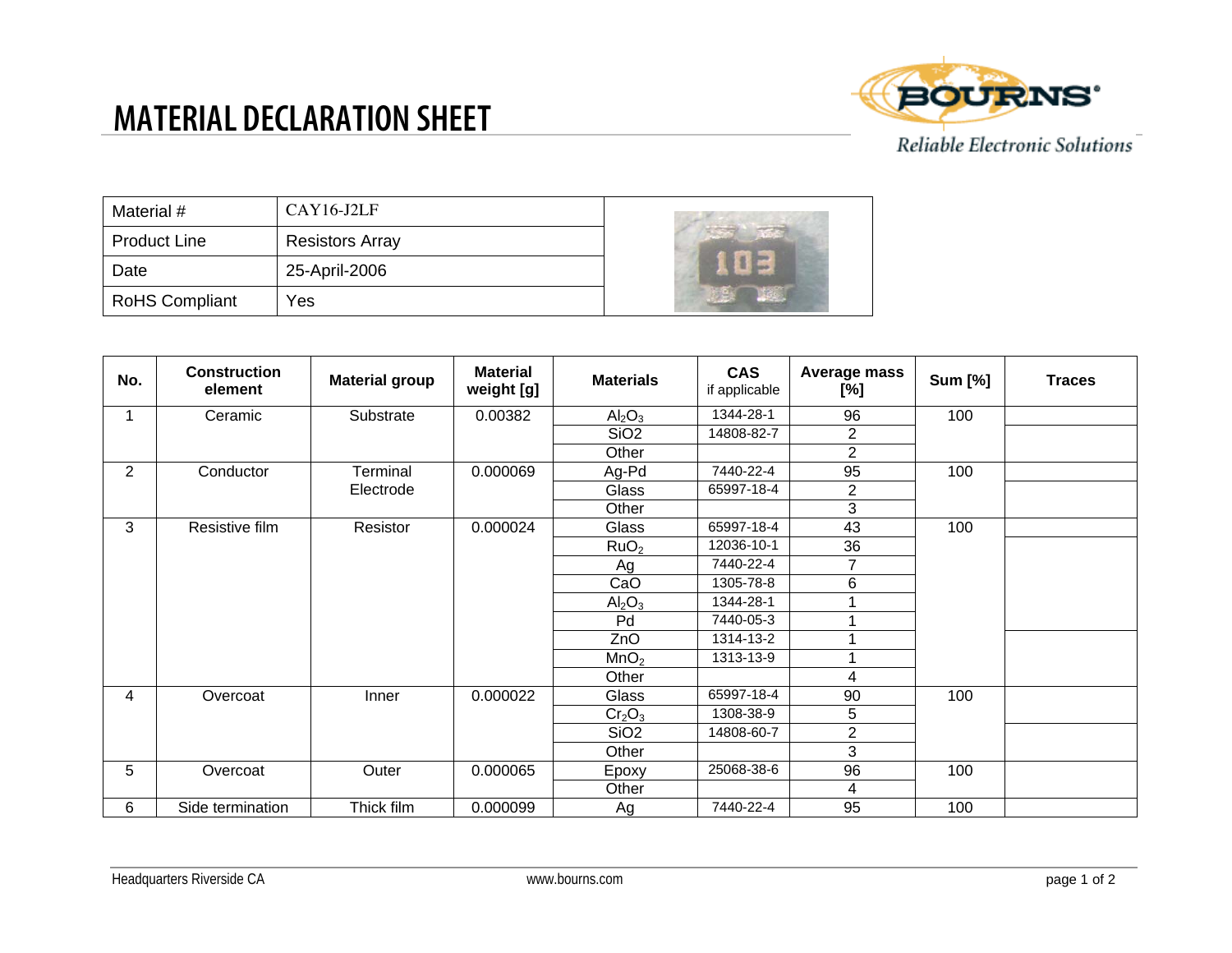# MATERIAL DECLARATION SHEET

| | |
|---|---|
| Material # | CAY16-J2LF |
| Product Line | Resistors Array |
| Date | 25-April-2006 |
| RoHS Compliant | Yes |

| No. | Construction element | Material group | Material weight [g] | Materials | CAS if applicable | Average mass [%] | Sum [%] | Traces |
|---|---|---|---|---|---|---|---|---|
| 1 | Ceramic | Substrate | 0.00382 | $Al_2O_3$ | 1344-28-1 | 96 | 100 | |
| | | | | SiO2 | 14808-82-7 | 2 | | |
| | | | | Other | | 2 | | |
| 2 | Conductor | Terminal Electrode | 0.000069 | Ag-Pd | 7440-22-4 | 95 | 100 | |
| | | | | Glass | 65997-18-4 | 2 | | |
| | | | | Other | | 3 | | |
| 3 | Resistive film | Resistor | 0.000024 | Glass | 65997-18-4 | 43 | 100 | |
| | | | | $RuO_2$ | 12036-10-1 | 36 | | |
| | | | | Ag | 7440-22-4 | 7 | | |
| | | | | CaO | 1305-78-8 | 6 | | |
| | | | | $Al_2O_3$ | 1344-28-1 | 1 | | |
| | | | | Pd | 7440-05-3 | 1 | | |
| | | | | ZnO | 1314-13-2 | 1 | | |
| | | | | $MnO_2$ | 1313-13-9 | 1 | | |
| | | | | Other | | 4 | | |
| 4 | Overcoat | Inner | 0.000022 | Glass | 65997-18-4 | 90 | 100 | |
| | | | | $Cr_2O_3$ | 1308-38-9 | 5 | | |
| | | | | SiO2 | 14808-60-7 | 2 | | |
| | | | | Other | | 3 | | |
| 5 | Overcoat | Outer | 0.000065 | Epoxy | 25068-38-6 | 96 | 100 | |
| | | | | Other | | 4 | | |
| 6 | Side termination | Thick film | 0.000099 | Ag | 7440-22-4 | 95 | 100 | |

Headquarters Riverside CA www.bourns.com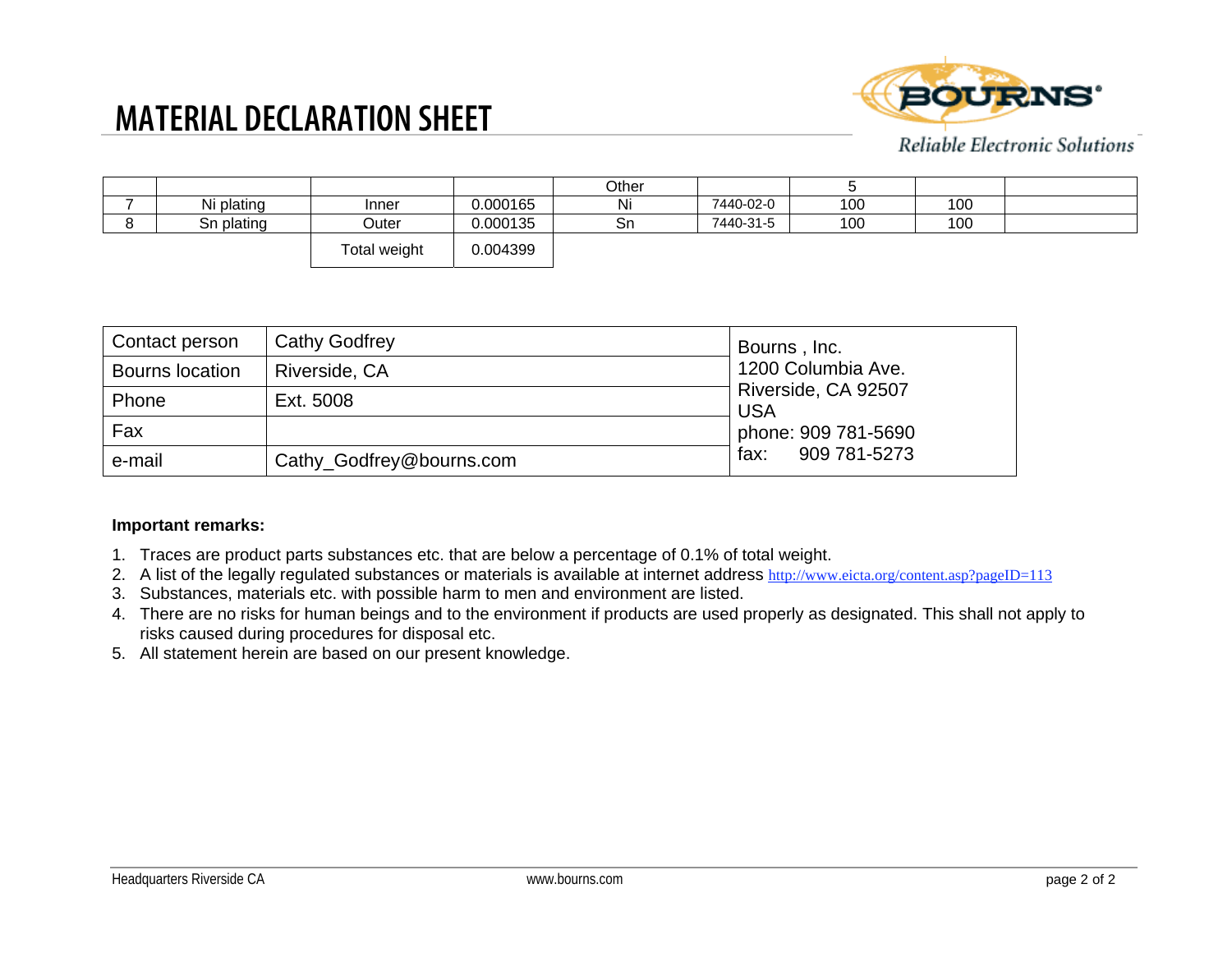# MATERIAL DECLARATION SHEET

| | | | | | | | | |
|---|---|---|---|---|---|---|---|---|
| | | | | Other | | 5 | | |
| 7 | Ni plating | Inner | 0.000165 | Ni | 7440-02-0 | 100 | 100 | |
| 8 | Sn plating | Outer | 0.000135 | Sn | 7440-31-5 | 100 | 100 | |
| | | Total weight | 0.004399 | | | | | |

| | | |
|---|---|---|
| Contact person | Cathy Godfrey | Bourns , Inc.<br>1200 Columbia Ave.<br>Riverside, CA 92507<br>USA<br>phone: 909 781-5690<br>fax: 909 781-5273 |
| Bourns location | Riverside, CA | |
| Phone | Ext. 5008 | |
| Fax | | |
| e-mail | Cathy_Godfrey@bourns.com | |

**Important remarks:**

1. Traces are product parts substances etc. that are below a percentage of 0.1% of total weight.
2. A list of the legally regulated substances or materials is available at internet address http://www.eicta.org/content.asp?pageID=113
3. Substances, materials etc. with possible harm to men and environment are listed.
4. There are no risks for human beings and to the environment if products are used properly as designated. This shall not apply to risks caused during procedures for disposal etc.
5. All statement herein are based on our present knowledge.

Headquarters Riverside CA www.bourns.com